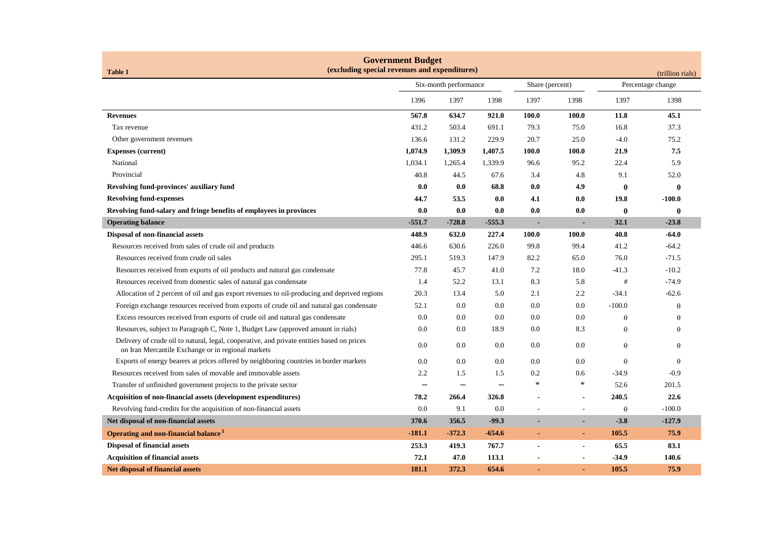**Table 1**

# Government Budget
**(excluding special revenues and expenditures)**

(trillion rials)

| | Six-month performance | | | Share (percent) | | Percentage change | |
|---|---|---|---|---|---|---|---|
| | 1396 | 1397 | 1398 | 1397 | 1398 | 1397 | 1398 |
| **Revenues** | **567.8** | **634.7** | **921.0** | **100.0** | **100.0** | **11.8** | **45.1** |
| Tax revenue | 431.2 | 503.4 | 691.1 | 79.3 | 75.0 | 16.8 | 37.3 |
| Other government revenues | 136.6 | 131.2 | 229.9 | 20.7 | 25.0 | -4.0 | 75.2 |
| **Expenses (current)** | **1,074.9** | **1,309.9** | **1,407.5** | **100.0** | **100.0** | **21.9** | **7.5** |
| National | 1,034.1 | 1,265.4 | 1,339.9 | 96.6 | 95.2 | 22.4 | 5.9 |
| Provincial | 40.8 | 44.5 | 67.6 | 3.4 | 4.8 | 9.1 | 52.0 |
| **Revolving fund-provinces' auxiliary fund** | **0.0** | **0.0** | **68.8** | **0.0** | **4.9** | **θ** | **θ** |
| **Revolving fund-expenses** | **44.7** | **53.5** | **0.0** | **4.1** | **0.0** | **19.8** | **-100.0** |
| **Revolving fund-salary and fringe benefits of employees in provinces** | **0.0** | **0.0** | **0.0** | **0.0** | **0.0** | **θ** | **θ** |
| **Operating balance** | **-551.7** | **-728.8** | **-555.3** | **-** | **-** | **32.1** | **-23.8** |
| **Disposal of non-financial assets** | **448.9** | **632.0** | **227.4** | **100.0** | **100.0** | **40.8** | **-64.0** |
| Resources received from sales of crude oil and products | 446.6 | 630.6 | 226.0 | 99.8 | 99.4 | 41.2 | -64.2 |
| Resources received from crude oil sales | 295.1 | 519.3 | 147.9 | 82.2 | 65.0 | 76.0 | -71.5 |
| Resources received from exports of oil products and natural gas condensate | 77.8 | 45.7 | 41.0 | 7.2 | 18.0 | -41.3 | -10.2 |
| Resources received from domestic sales of natural gas condensate | 1.4 | 52.2 | 13.1 | 8.3 | 5.8 | # | -74.9 |
| Allocation of 2 percent of oil and gas export revenues to oil-producing and deprived regions | 20.3 | 13.4 | 5.0 | 2.1 | 2.2 | -34.1 | -62.6 |
| Foreign exchange resources received from exports of crude oil and natural gas condensate | 52.1 | 0.0 | 0.0 | 0.0 | 0.0 | -100.0 | θ |
| Excess resources received from exports of crude oil and natural gas condensate | 0.0 | 0.0 | 0.0 | 0.0 | 0.0 | θ | θ |
| Resources, subject to Paragraph C, Note 1, Budget Law (approved amount in rials) | 0.0 | 0.0 | 18.9 | 0.0 | 8.3 | θ | θ |
| Delivery of crude oil to natural, legal, cooperative, and private entities based on prices on Iran Mercantile Exchange or in regional markets | 0.0 | 0.0 | 0.0 | 0.0 | 0.0 | θ | θ |
| Exports of energy bearers at prices offered by neighboring countries in border markets | 0.0 | 0.0 | 0.0 | 0.0 | 0.0 | θ | θ |
| Resources received from sales of movable and immovable assets | 2.2 | 1.5 | 1.5 | 0.2 | 0.6 | -34.9 | -0.9 |
| Transfer of unfinished government projects to the private sector | — | — | — | * | * | 52.6 | 201.5 |
| **Acquisition of non-financial assets (development expenditures)** | **78.2** | **266.4** | **326.8** | **-** | **-** | **240.5** | **22.6** |
| Revolving fund-credits for the acquisition of non-financial assets | 0.0 | 9.1 | 0.0 | - | - | θ | -100.0 |
| **Net disposal of non-financial assets** | **370.6** | **356.5** | **-99.3** | **-** | **-** | **-3.8** | **-127.9** |
| **Operating and non-financial balance [1]** | **-181.1** | **-372.3** | **-654.6** | **-** | **-** | **105.5** | **75.9** |
| **Disposal of financial assets** | **253.3** | **419.3** | **767.7** | **-** | **-** | **65.5** | **83.1** |
| **Acquisition of financial assets** | **72.1** | **47.0** | **113.1** | **-** | **-** | **-34.9** | **140.6** |
| **Net disposal of financial assets** | **181.1** | **372.3** | **654.6** | **-** | **-** | **105.5** | **75.9** |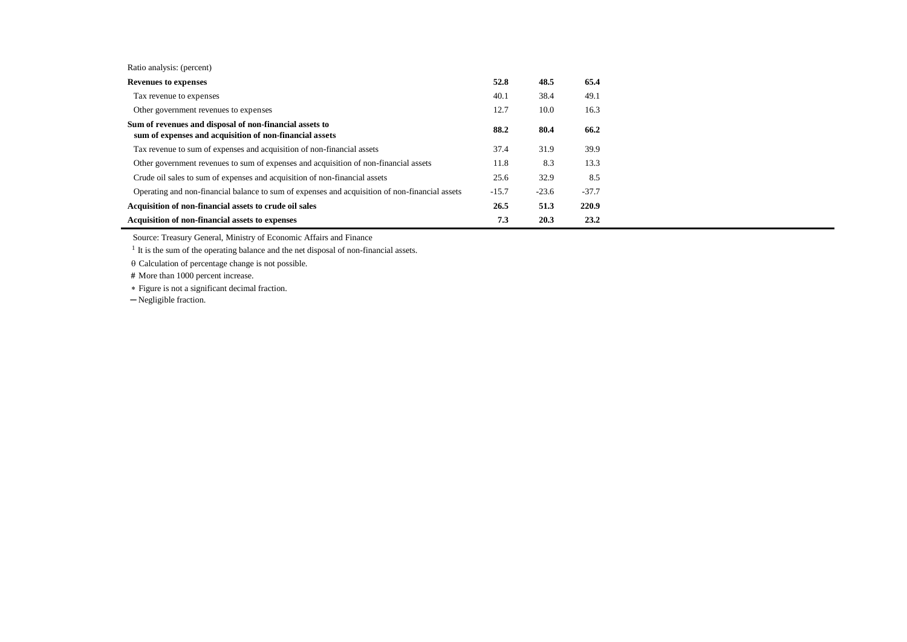| Ratio analysis: (percent) | | | |
|---|---|---|---|
| **Revenues to expenses** | **52.8** | **48.5** | **65.4** |
| Tax revenue to expenses | 40.1 | 38.4 | 49.1 |
| Other government revenues to expenses | 12.7 | 10.0 | 16.3 |
| **Sum of revenues and disposal of non-financial assets to sum of expenses and acquisition of non-financial assets** | **88.2** | **80.4** | **66.2** |
| Tax revenue to sum of expenses and acquisition of non-financial assets | 37.4 | 31.9 | 39.9 |
| Other government revenues to sum of expenses and acquisition of non-financial assets | 11.8 | 8.3 | 13.3 |
| Crude oil sales to sum of expenses and acquisition of non-financial assets | 25.6 | 32.9 | 8.5 |
| Operating and non-financial balance to sum of expenses and acquisition of non-financial assets | -15.7 | -23.6 | -37.7 |
| **Acquisition of non-financial assets to crude oil sales** | **26.5** | **51.3** | **220.9** |
| **Acquisition of non-financial assets to expenses** | **7.3** | **20.3** | **23.2** |

Source: Treasury General, Ministry of Economic Affairs and Finance

[1] It is the sum of the operating balance and the net disposal of non-financial assets.

θ Calculation of percentage change is not possible.

# More than 1000 percent increase.

* Figure is not a significant decimal fraction.

— Negligible fraction.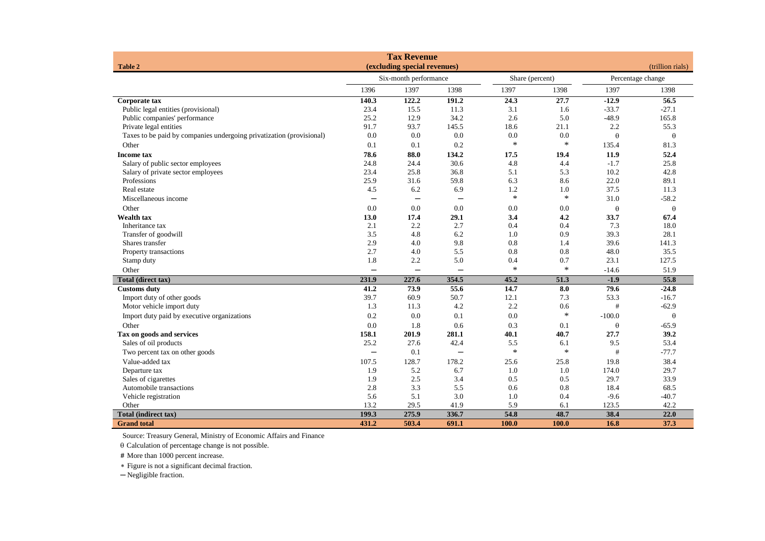**Table 2**

## Tax Revenue
### (excluding special revenues)

(trillion rials)

| | Six-month performance | | | Share (percent) | | Percentage change | |
|---|---|---|---|---|---|---|---|
| | 1396 | 1397 | 1398 | 1397 | 1398 | 1397 | 1398 |
| **Corporate tax** | **140.3** | **122.2** | **191.2** | **24.3** | **27.7** | **-12.9** | **56.5** |
| Public legal entities (provisional) | 23.4 | 15.5 | 11.3 | 3.1 | 1.6 | -33.7 | -27.1 |
| Public companies' performance | 25.2 | 12.9 | 34.2 | 2.6 | 5.0 | -48.9 | 165.8 |
| Private legal entities | 91.7 | 93.7 | 145.5 | 18.6 | 21.1 | 2.2 | 55.3 |
| Taxes to be paid by companies undergoing privatization (provisional) | 0.0 | 0.0 | 0.0 | 0.0 | 0.0 | θ | θ |
| Other | 0.1 | 0.1 | 0.2 | * | * | 135.4 | 81.3 |
| **Income tax** | **78.6** | **88.0** | **134.2** | **17.5** | **19.4** | **11.9** | **52.4** |
| Salary of public sector employees | 24.8 | 24.4 | 30.6 | 4.8 | 4.4 | -1.7 | 25.8 |
| Salary of private sector employees | 23.4 | 25.8 | 36.8 | 5.1 | 5.3 | 10.2 | 42.8 |
| Professions | 25.9 | 31.6 | 59.8 | 6.3 | 8.6 | 22.0 | 89.1 |
| Real estate | 4.5 | 6.2 | 6.9 | 1.2 | 1.0 | 37.5 | 11.3 |
| Miscellaneous income | – | – | – | * | * | 31.0 | -58.2 |
| Other | 0.0 | 0.0 | 0.0 | 0.0 | 0.0 | θ | θ |
| **Wealth tax** | **13.0** | **17.4** | **29.1** | **3.4** | **4.2** | **33.7** | **67.4** |
| Inheritance tax | 2.1 | 2.2 | 2.7 | 0.4 | 0.4 | 7.3 | 18.0 |
| Transfer of goodwill | 3.5 | 4.8 | 6.2 | 1.0 | 0.9 | 39.3 | 28.1 |
| Shares transfer | 2.9 | 4.0 | 9.8 | 0.8 | 1.4 | 39.6 | 141.3 |
| Property transactions | 2.7 | 4.0 | 5.5 | 0.8 | 0.8 | 48.0 | 35.5 |
| Stamp duty | 1.8 | 2.2 | 5.0 | 0.4 | 0.7 | 23.1 | 127.5 |
| Other | – | – | – | * | * | -14.6 | 51.9 |
| **Total (direct tax)** | **231.9** | **227.6** | **354.5** | **45.2** | **51.3** | **-1.9** | **55.8** |
| **Customs duty** | **41.2** | **73.9** | **55.6** | **14.7** | **8.0** | **79.6** | **-24.8** |
| Import duty of other goods | 39.7 | 60.9 | 50.7 | 12.1 | 7.3 | 53.3 | -16.7 |
| Motor vehicle import duty | 1.3 | 11.3 | 4.2 | 2.2 | 0.6 | # | -62.9 |
| Import duty paid by executive organizations | 0.2 | 0.0 | 0.1 | 0.0 | * | -100.0 | θ |
| Other | 0.0 | 1.8 | 0.6 | 0.3 | 0.1 | θ | -65.9 |
| **Tax on goods and services** | **158.1** | **201.9** | **281.1** | **40.1** | **40.7** | **27.7** | **39.2** |
| Sales of oil products | 25.2 | 27.6 | 42.4 | 5.5 | 6.1 | 9.5 | 53.4 |
| Two percent tax on other goods | – | 0.1 | – | * | * | # | -77.7 |
| Value-added tax | 107.5 | 128.7 | 178.2 | 25.6 | 25.8 | 19.8 | 38.4 |
| Departure tax | 1.9 | 5.2 | 6.7 | 1.0 | 1.0 | 174.0 | 29.7 |
| Sales of cigarettes | 1.9 | 2.5 | 3.4 | 0.5 | 0.5 | 29.7 | 33.9 |
| Automobile transactions | 2.8 | 3.3 | 5.5 | 0.6 | 0.8 | 18.4 | 68.5 |
| Vehicle registration | 5.6 | 5.1 | 3.0 | 1.0 | 0.4 | -9.6 | -40.7 |
| Other | 13.2 | 29.5 | 41.9 | 5.9 | 6.1 | 123.5 | 42.2 |
| **Total (indirect tax)** | **199.3** | **275.9** | **336.7** | **54.8** | **48.7** | **38.4** | **22.0** |
| **Grand total** | **431.2** | **503.4** | **691.1** | **100.0** | **100.0** | **16.8** | **37.3** |

Source: Treasury General, Ministry of Economic Affairs and Finance

θ Calculation of percentage change is not possible.

# More than 1000 percent increase.

* Figure is not a significant decimal fraction.

– Negligible fraction.